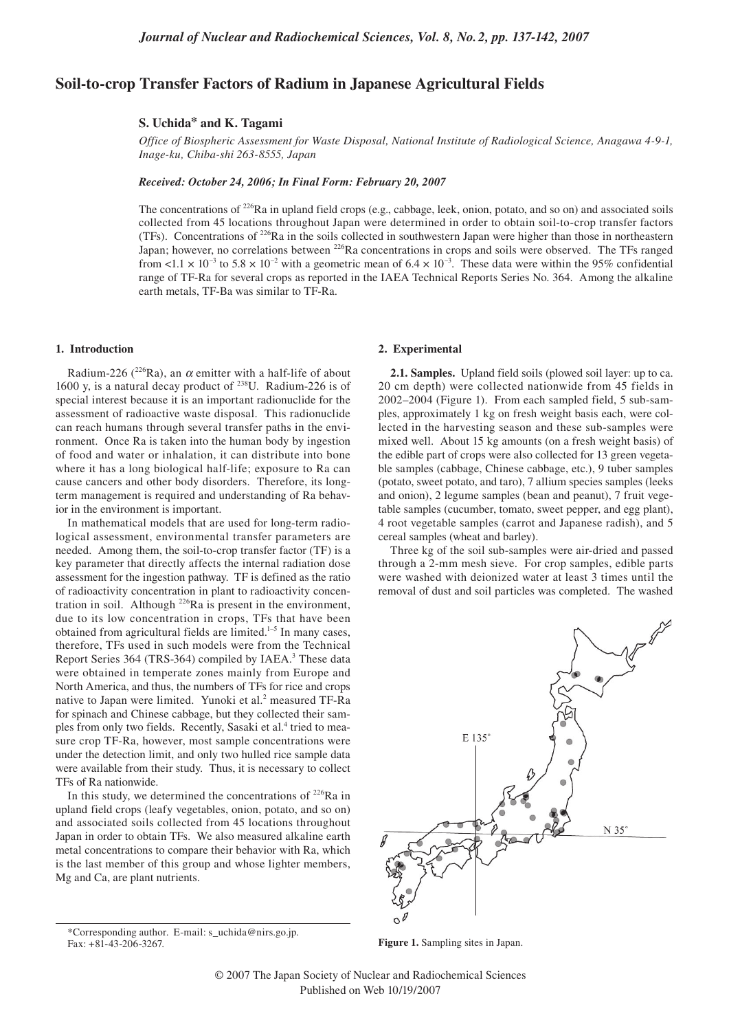# Soil-to-crop Transfer Factors of Radium in Japanese Agricultural Fields

**S. Uchida\* and K. Tagami**

*Office of Biospheric Assessment for Waste Disposal, National Institute of Radiological Science, Anagawa 4-9-1, Inage-ku, Chiba-shi 263-8555, Japan*

***Received: October 24, 2006; In Final Form: February 20, 2007***

The concentrations of $^{226}$Ra in upland field crops (e.g., cabbage, leek, onion, potato, and so on) and associated soils collected from 45 locations throughout Japan were determined in order to obtain soil-to-crop transfer factors (TFs). Concentrations of $^{226}$Ra in the soils collected in southwestern Japan were higher than those in northeastern Japan; however, no correlations between $^{226}$Ra concentrations in crops and soils were observed. The TFs ranged from $<1.1 \times 10^{-3}$ to $5.8 \times 10^{-2}$ with a geometric mean of $6.4 \times 10^{-3}$. These data were within the 95% confidential range of TF-Ra for several crops as reported in the IAEA Technical Reports Series No. 364. Among the alkaline earth metals, TF-Ba was similar to TF-Ra.

## 1. Introduction

Radium-226 ($^{226}$Ra), an $\alpha$ emitter with a half-life of about 1600 y, is a natural decay product of $^{238}$U. Radium-226 is of special interest because it is an important radionuclide for the assessment of radioactive waste disposal. This radionuclide can reach humans through several transfer paths in the environment. Once Ra is taken into the human body by ingestion of food and water or inhalation, it can distribute into bone where it has a long biological half-life; exposure to Ra can cause cancers and other body disorders. Therefore, its long-term management is required and understanding of Ra behavior in the environment is important.

In mathematical models that are used for long-term radiological assessment, environmental transfer parameters are needed. Among them, the soil-to-crop transfer factor (TF) is a key parameter that directly affects the internal radiation dose assessment for the ingestion pathway. TF is defined as the ratio of radioactivity concentration in plant to radioactivity concentration in soil. Although $^{226}$Ra is present in the environment, due to its low concentration in crops, TFs that have been obtained from agricultural fields are limited.[1–5] In many cases, therefore, TFs used in such models were from the Technical Report Series 364 (TRS-364) compiled by IAEA.[3] These data were obtained in temperate zones mainly from Europe and North America, and thus, the numbers of TFs for rice and crops native to Japan were limited. Yunoki et al.[2] measured TF-Ra for spinach and Chinese cabbage, but they collected their samples from only two fields. Recently, Sasaki et al.[4] tried to measure crop TF-Ra, however, most sample concentrations were under the detection limit, and only two hulled rice sample data were available from their study. Thus, it is necessary to collect TFs of Ra nationwide.

In this study, we determined the concentrations of $^{226}$Ra in upland field crops (leafy vegetables, onion, potato, and so on) and associated soils collected from 45 locations throughout Japan in order to obtain TFs. We also measured alkaline earth metal concentrations to compare their behavior with Ra, which is the last member of this group and whose lighter members, Mg and Ca, are plant nutrients.

## 2. Experimental

**2.1. Samples.** Upland field soils (plowed soil layer: up to ca. 20 cm depth) were collected nationwide from 45 fields in 2002–2004 (Figure 1). From each sampled field, 5 sub-samples, approximately 1 kg on fresh weight basis each, were collected in the harvesting season and these sub-samples were mixed well. About 15 kg amounts (on a fresh weight basis) of the edible part of crops were also collected for 13 green vegetable samples (cabbage, Chinese cabbage, etc.), 9 tuber samples (potato, sweet potato, and taro), 7 allium species samples (leeks and onion), 2 legume samples (bean and peanut), 7 fruit vegetable samples (cucumber, tomato, sweet pepper, and egg plant), 4 root vegetable samples (carrot and Japanese radish), and 5 cereal samples (wheat and barley).

Three kg of the soil sub-samples were air-dried and passed through a 2-mm mesh sieve. For crop samples, edible parts were washed with deionized water at least 3 times until the removal of dust and soil particles was completed. The washed

**Figure 1.** Sampling sites in Japan.

\*Corresponding author. E-mail: s_uchida@nirs.go.jp. Fax: +81-43-206-3267.

© 2007 The Japan Society of Nuclear and Radiochemical Sciences
Published on Web 10/19/2007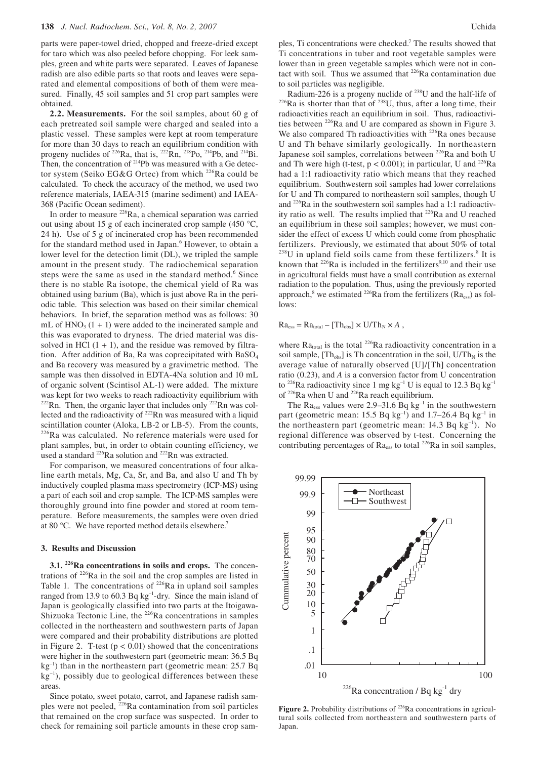parts were paper-towel dried, chopped and freeze-dried except for taro which was also peeled before chopping. For leek samples, green and white parts were separated. Leaves of Japanese radish are also edible parts so that roots and leaves were separated and elemental compositions of both of them were measured. Finally, 45 soil samples and 51 crop part samples were obtained.

**2.2. Measurements.** For the soil samples, about 60 g of each pretreated soil sample were charged and sealed into a plastic vessel. These samples were kept at room temperature for more than 30 days to reach an equilibrium condition with progeny nuclides of $^{226}$Ra, that is, $^{222}$Rn, $^{218}$Po, $^{214}$Pb, and $^{214}$Bi. Then, the concentration of $^{214}$Pb was measured with a Ge detector system (Seiko EG&G Ortec) from which $^{226}$Ra could be calculated. To check the accuracy of the method, we used two reference materials, IAEA-315 (marine sediment) and IAEA-368 (Pacific Ocean sediment).

In order to measure $^{226}$Ra, a chemical separation was carried out using about 15 g of each incinerated crop sample (450 °C, 24 h). Use of 5 g of incinerated crop has been recommended for the standard method used in Japan.[6] However, to obtain a lower level for the detection limit (DL), we tripled the sample amount in the present study. The radiochemical separation steps were the same as used in the standard method.[6] Since there is no stable Ra isotope, the chemical yield of Ra was obtained using barium (Ba), which is just above Ra in the periodic table. This selection was based on their similar chemical behaviors. In brief, the separation method was as follows: 30 mL of $HNO_3$ (1 + 1) were added to the incinerated sample and this was evaporated to dryness. The dried material was dissolved in HCl (1 + 1), and the residue was removed by filtration. After addition of Ba, Ra was coprecipitated with $BaSO_4$ and Ba recovery was measured by a gravimetric method. The sample was then dissolved in EDTA-4Na solution and 10 mL of organic solvent (Scintisol AL-1) were added. The mixture was kept for two weeks to reach radioactivity equilibrium with $^{222}$Rn. Then, the organic layer that includes only $^{222}$Rn was collected and the radioactivity of $^{222}$Rn was measured with a liquid scintillation counter (Aloka, LB-2 or LB-5). From the counts, $^{226}$Ra was calculated. No reference materials were used for plant samples, but, in order to obtain counting efficiency, we used a standard $^{226}$Ra solution and $^{222}$Rn was extracted.

For comparison, we measured concentrations of four alkaline earth metals, Mg, Ca, Sr, and Ba, and also U and Th by inductively coupled plasma mass spectrometry (ICP-MS) using a part of each soil and crop sample. The ICP-MS samples were thoroughly ground into fine powder and stored at room temperature. Before measurements, the samples were oven dried at 80 °C. We have reported method details elsewhere.[7]

## 3. Results and Discussion

**3.1. $^{226}$Ra concentrations in soils and crops.** The concentrations of $^{226}$Ra in the soil and the crop samples are listed in Table 1. The concentrations of $^{226}$Ra in upland soil samples ranged from 13.9 to 60.3 Bq kg$^{-1}$-dry. Since the main island of Japan is geologically classified into two parts at the Itoigawa-Shizuoka Tectonic Line, the $^{226}$Ra concentrations in samples collected in the northeastern and southwestern parts of Japan were compared and their probability distributions are plotted in Figure 2. T-test ($p < 0.01$) showed that the concentrations were higher in the southwestern part (geometric mean: 36.5 Bq kg$^{-1}$) than in the northeastern part (geometric mean: 25.7 Bq kg$^{-1}$), possibly due to geological differences between these areas.

Since potato, sweet potato, carrot, and Japanese radish samples were not peeled, $^{226}$Ra contamination from soil particles that remained on the crop surface was suspected. In order to check for remaining soil particle amounts in these crop samples, Ti concentrations were checked.[7] The results showed that Ti concentrations in tuber and root vegetable samples were lower than in green vegetable samples which were not in contact with soil. Thus we assumed that $^{226}$Ra contamination due to soil particles was negligible.

Radium-226 is a progeny nuclide of $^{238}$U and the half-life of $^{226}$Ra is shorter than that of $^{238}$U, thus, after a long time, their radioactivities reach an equilibrium in soil. Thus, radioactivities between $^{226}$Ra and U are compared as shown in Figure 3. We also compared Th radioactivities with $^{226}$Ra ones because U and Th behave similarly geologically. In northeastern Japanese soil samples, correlations between $^{226}$Ra and both U and Th were high (t-test, $p < 0.001$); in particular, U and $^{226}$Ra had a 1:1 radioactivity ratio which means that they reached equilibrium. Southwestern soil samples had lower correlations for U and Th compared to northeastern soil samples, though U and $^{226}$Ra in the southwestern soil samples had a 1:1 radioactivity ratio as well. The results implied that $^{226}$Ra and U reached an equilibrium in these soil samples; however, we must consider the effect of excess U which could come from phosphatic fertilizers. Previously, we estimated that about 50% of total $^{238}$U in upland field soils came from these fertilizers.[8] It is known that $^{226}$Ra is included in the fertilizers[9,10] and their use in agricultural fields must have a small contribution as external radiation to the population. Thus, using the previously reported approach,[8] we estimated $^{226}$Ra from the fertilizers ($Ra_{ess}$) as follows:

$$Ra_{ess} = Ra_{total} - [Th_{obs}] \times U/Th_N \times A \ ,$$

where $Ra_{total}$ is the total $^{226}$Ra radioactivity concentration in a soil sample, $[Th_{obs}]$ is Th concentration in the soil, $U/Th_N$ is the average value of naturally observed [U]/[Th] concentration ratio (0.23), and $A$ is a conversion factor from U concentration to $^{226}$Ra radioactivity since 1 mg kg$^{-1}$ U is equal to 12.3 Bq kg$^{-1}$ of $^{226}$Ra when U and $^{226}$Ra reach equilibrium.

The $Ra_{ess}$ values were 2.9–31.6 Bq kg$^{-1}$ in the southwestern part (geometric mean: 15.5 Bq kg$^{-1}$) and 1.7–26.4 Bq kg$^{-1}$ in the northeastern part (geometric mean: 14.3 Bq kg$^{-1}$). No regional difference was observed by t-test. Concerning the contributing percentages of $Ra_{ess}$ to total $^{226}$Ra in soil samples,

**Figure 2.** Probability distributions of $^{226}$Ra concentrations in agricultural soils collected from northeastern and southwestern parts of Japan.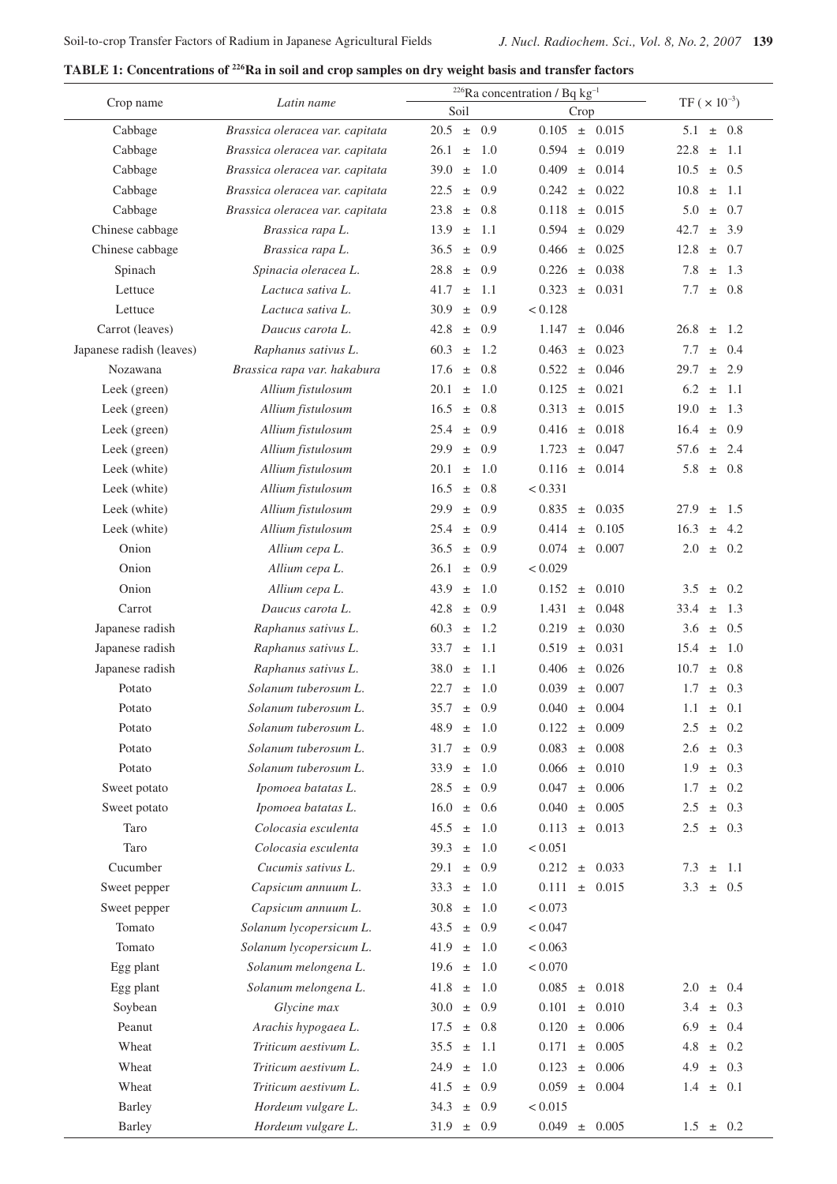**TABLE 1: Concentrations of $^{226}$Ra in soil and crop samples on dry weight basis and transfer factors**

| Crop name | *Latin name* | $^{226}$Ra concentration / Bq kg$^{-1}$ | | TF ( $\times 10^{-3}$) |
|---|---|---|---|---|
| | | Soil | Crop | |
| Cabbage | *Brassica oleracea var. capitata* | 20.5 ± 0.9 | 0.105 ± 0.015 | 5.1 ± 0.8 |
| Cabbage | *Brassica oleracea var. capitata* | 26.1 ± 1.0 | 0.594 ± 0.019 | 22.8 ± 1.1 |
| Cabbage | *Brassica oleracea var. capitata* | 39.0 ± 1.0 | 0.409 ± 0.014 | 10.5 ± 0.5 |
| Cabbage | *Brassica oleracea var. capitata* | 22.5 ± 0.9 | 0.242 ± 0.022 | 10.8 ± 1.1 |
| Cabbage | *Brassica oleracea var. capitata* | 23.8 ± 0.8 | 0.118 ± 0.015 | 5.0 ± 0.7 |
| Chinese cabbage | *Brassica rapa L.* | 13.9 ± 1.1 | 0.594 ± 0.029 | 42.7 ± 3.9 |
| Chinese cabbage | *Brassica rapa L.* | 36.5 ± 0.9 | 0.466 ± 0.025 | 12.8 ± 0.7 |
| Spinach | *Spinacia oleracea L.* | 28.8 ± 0.9 | 0.226 ± 0.038 | 7.8 ± 1.3 |
| Lettuce | *Lactuca sativa L.* | 41.7 ± 1.1 | 0.323 ± 0.031 | 7.7 ± 0.8 |
| Lettuce | *Lactuca sativa L.* | 30.9 ± 0.9 | < 0.128 | |
| Carrot (leaves) | *Daucus carota L.* | 42.8 ± 0.9 | 1.147 ± 0.046 | 26.8 ± 1.2 |
| Japanese radish (leaves) | *Raphanus sativus L.* | 60.3 ± 1.2 | 0.463 ± 0.023 | 7.7 ± 0.4 |
| Nozawana | *Brassica rapa var. hakabura* | 17.6 ± 0.8 | 0.522 ± 0.046 | 29.7 ± 2.9 |
| Leek (green) | *Allium fistulosum* | 20.1 ± 1.0 | 0.125 ± 0.021 | 6.2 ± 1.1 |
| Leek (green) | *Allium fistulosum* | 16.5 ± 0.8 | 0.313 ± 0.015 | 19.0 ± 1.3 |
| Leek (green) | *Allium fistulosum* | 25.4 ± 0.9 | 0.416 ± 0.018 | 16.4 ± 0.9 |
| Leek (green) | *Allium fistulosum* | 29.9 ± 0.9 | 1.723 ± 0.047 | 57.6 ± 2.4 |
| Leek (white) | *Allium fistulosum* | 20.1 ± 1.0 | 0.116 ± 0.014 | 5.8 ± 0.8 |
| Leek (white) | *Allium fistulosum* | 16.5 ± 0.8 | < 0.331 | |
| Leek (white) | *Allium fistulosum* | 29.9 ± 0.9 | 0.835 ± 0.035 | 27.9 ± 1.5 |
| Leek (white) | *Allium fistulosum* | 25.4 ± 0.9 | 0.414 ± 0.105 | 16.3 ± 4.2 |
| Onion | *Allium cepa L.* | 36.5 ± 0.9 | 0.074 ± 0.007 | 2.0 ± 0.2 |
| Onion | *Allium cepa L.* | 26.1 ± 0.9 | < 0.029 | |
| Onion | *Allium cepa L.* | 43.9 ± 1.0 | 0.152 ± 0.010 | 3.5 ± 0.2 |
| Carrot | *Daucus carota L.* | 42.8 ± 0.9 | 1.431 ± 0.048 | 33.4 ± 1.3 |
| Japanese radish | *Raphanus sativus L.* | 60.3 ± 1.2 | 0.219 ± 0.030 | 3.6 ± 0.5 |
| Japanese radish | *Raphanus sativus L.* | 33.7 ± 1.1 | 0.519 ± 0.031 | 15.4 ± 1.0 |
| Japanese radish | *Raphanus sativus L.* | 38.0 ± 1.1 | 0.406 ± 0.026 | 10.7 ± 0.8 |
| Potato | *Solanum tuberosum L.* | 22.7 ± 1.0 | 0.039 ± 0.007 | 1.7 ± 0.3 |
| Potato | *Solanum tuberosum L.* | 35.7 ± 0.9 | 0.040 ± 0.004 | 1.1 ± 0.1 |
| Potato | *Solanum tuberosum L.* | 48.9 ± 1.0 | 0.122 ± 0.009 | 2.5 ± 0.2 |
| Potato | *Solanum tuberosum L.* | 31.7 ± 0.9 | 0.083 ± 0.008 | 2.6 ± 0.3 |
| Potato | *Solanum tuberosum L.* | 33.9 ± 1.0 | 0.066 ± 0.010 | 1.9 ± 0.3 |
| Sweet potato | *Ipomoea batatas L.* | 28.5 ± 0.9 | 0.047 ± 0.006 | 1.7 ± 0.2 |
| Sweet potato | *Ipomoea batatas L.* | 16.0 ± 0.6 | 0.040 ± 0.005 | 2.5 ± 0.3 |
| Taro | *Colocasia esculenta* | 45.5 ± 1.0 | 0.113 ± 0.013 | 2.5 ± 0.3 |
| Taro | *Colocasia esculenta* | 39.3 ± 1.0 | < 0.051 | |
| Cucumber | *Cucumis sativus L.* | 29.1 ± 0.9 | 0.212 ± 0.033 | 7.3 ± 1.1 |
| Sweet pepper | *Capsicum annuum L.* | 33.3 ± 1.0 | 0.111 ± 0.015 | 3.3 ± 0.5 |
| Sweet pepper | *Capsicum annuum L.* | 30.8 ± 1.0 | < 0.073 | |
| Tomato | *Solanum lycopersicum L.* | 43.5 ± 0.9 | < 0.047 | |
| Tomato | *Solanum lycopersicum L.* | 41.9 ± 1.0 | < 0.063 | |
| Egg plant | *Solanum melongena L.* | 19.6 ± 1.0 | < 0.070 | |
| Egg plant | *Solanum melongena L.* | 41.8 ± 1.0 | 0.085 ± 0.018 | 2.0 ± 0.4 |
| Soybean | *Glycine max* | 30.0 ± 0.9 | 0.101 ± 0.010 | 3.4 ± 0.3 |
| Peanut | *Arachis hypogaea L.* | 17.5 ± 0.8 | 0.120 ± 0.006 | 6.9 ± 0.4 |
| Wheat | *Triticum aestivum L.* | 35.5 ± 1.1 | 0.171 ± 0.005 | 4.8 ± 0.2 |
| Wheat | *Triticum aestivum L.* | 24.9 ± 1.0 | 0.123 ± 0.006 | 4.9 ± 0.3 |
| Wheat | *Triticum aestivum L.* | 41.5 ± 0.9 | 0.059 ± 0.004 | 1.4 ± 0.1 |
| Barley | *Hordeum vulgare L.* | 34.3 ± 0.9 | < 0.015 | |
| Barley | *Hordeum vulgare L.* | 31.9 ± 0.9 | 0.049 ± 0.005 | 1.5 ± 0.2 |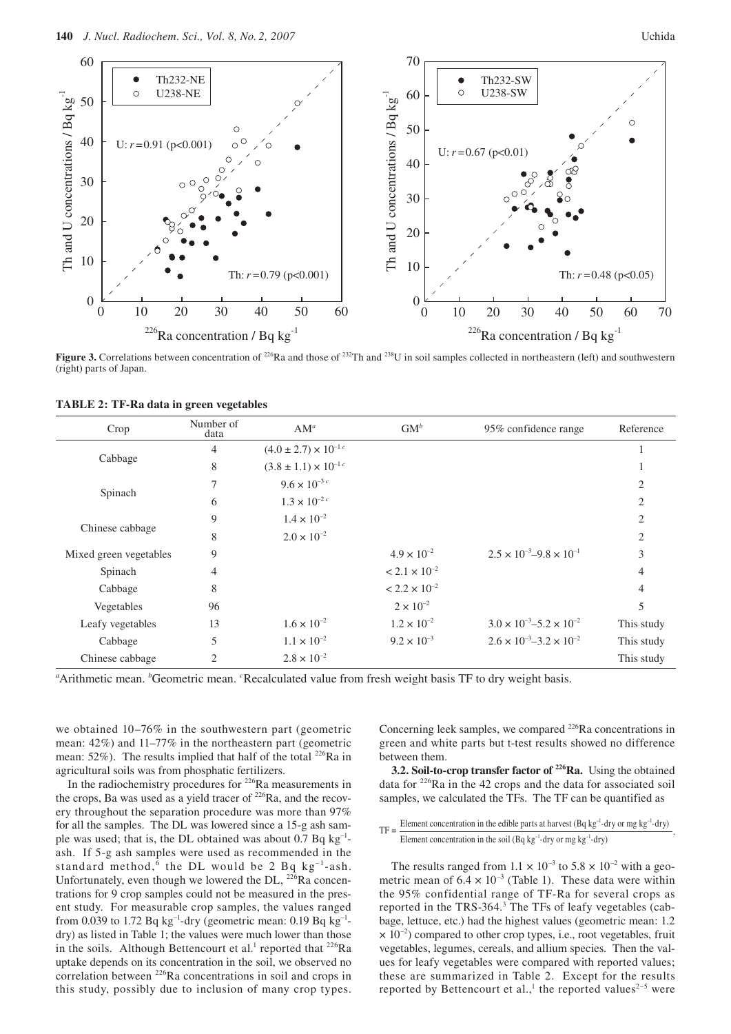**Figure 3.** Correlations between concentration of $^{226}$Ra and those of $^{232}$Th and $^{238}$U in soil samples collected in northeastern (left) and southwestern (right) parts of Japan.

**TABLE 2: TF-Ra data in green vegetables**

| Crop | Number of data | AM[a] | GM[b] | 95% confidence range | Reference |
|---|---|---|---|---|---|
| Cabbage | 4 | $(4.0 \pm 2.7) \times 10^{-1}$ [c] | | | 1 |
| | 8 | $(3.8 \pm 1.1) \times 10^{-1}$ [c] | | | 1 |
| Spinach | 7 | $9.6 \times 10^{-3}$ [c] | | | 2 |
| | 6 | $1.3 \times 10^{-2}$ [c] | | | 2 |
| Chinese cabbage | 9 | $1.4 \times 10^{-2}$ | | | 2 |
| | 8 | $2.0 \times 10^{-2}$ | | | 2 |
| Mixed green vegetables | 9 | | $4.9 \times 10^{-2}$ | $2.5 \times 10^{-3}$–$9.8 \times 10^{-1}$ | 3 |
| Spinach | 4 | | $< 2.1 \times 10^{-2}$ | | 4 |
| Cabbage | 8 | | $< 2.2 \times 10^{-2}$ | | 4 |
| Vegetables | 96 | | $2 \times 10^{-2}$ | | 5 |
| Leafy vegetables | 13 | $1.6 \times 10^{-2}$ | $1.2 \times 10^{-2}$ | $3.0 \times 10^{-3}$–$5.2 \times 10^{-2}$ | This study |
| Cabbage | 5 | $1.1 \times 10^{-2}$ | $9.2 \times 10^{-3}$ | $2.6 \times 10^{-3}$–$3.2 \times 10^{-2}$ | This study |
| Chinese cabbage | 2 | $2.8 \times 10^{-2}$ | | | This study |

[a]Arithmetic mean. [b]Geometric mean. [c]Recalculated value from fresh weight basis TF to dry weight basis.

we obtained 10–76% in the southwestern part (geometric mean: 42%) and 11–77% in the northeastern part (geometric mean: 52%). The results implied that half of the total $^{226}$Ra in agricultural soils was from phosphatic fertilizers.

In the radiochemistry procedures for $^{226}$Ra measurements in the crops, Ba was used as a yield tracer of $^{226}$Ra, and the recovery throughout the separation procedure was more than 97% for all the samples. The DL was lowered since a 15-g ash sample was used; that is, the DL obtained was about 0.7 Bq kg$^{-1}$-ash. If 5-g ash samples were used as recommended in the standard method,[6] the DL would be 2 Bq kg$^{-1}$-ash. Unfortunately, even though we lowered the DL, $^{226}$Ra concentrations for 9 crop samples could not be measured in the present study. For measurable crop samples, the values ranged from 0.039 to 1.72 Bq kg$^{-1}$-dry (geometric mean: 0.19 Bq kg$^{-1}$-dry) as listed in Table 1; the values were much lower than those in the soils. Although Bettencourt et al.[1] reported that $^{226}$Ra uptake depends on its concentration in the soil, we observed no correlation between $^{226}$Ra concentrations in soil and crops in this study, possibly due to inclusion of many crop types. Concerning leek samples, we compared $^{226}$Ra concentrations in green and white parts but t-test results showed no difference between them.

**3.2. Soil-to-crop transfer factor of $^{226}$Ra.** Using the obtained data for $^{226}$Ra in the 42 crops and the data for associated soil samples, we calculated the TFs. The TF can be quantified as

$$\mathrm{TF} = \frac{\text{Element concentration in the edible parts at harvest (Bq kg}^{-1}\text{-dry or mg kg}^{-1}\text{-dry)}}{\text{Element concentration in the soil (Bq kg}^{-1}\text{-dry or mg kg}^{-1}\text{-dry)}}.$$

The results ranged from $1.1 \times 10^{-3}$ to $5.8 \times 10^{-2}$ with a geometric mean of $6.4 \times 10^{-3}$ (Table 1). These data were within the 95% confidential range of TF-Ra for several crops as reported in the TRS-364.[3] The TFs of leafy vegetables (cabbage, lettuce, etc.) had the highest values (geometric mean: $1.2 \times 10^{-2}$) compared to other crop types, i.e., root vegetables, fruit vegetables, legumes, cereals, and allium species. Then the values for leafy vegetables were compared with reported values; these are summarized in Table 2. Except for the results reported by Bettencourt et al.,[1] the reported values[2–5] were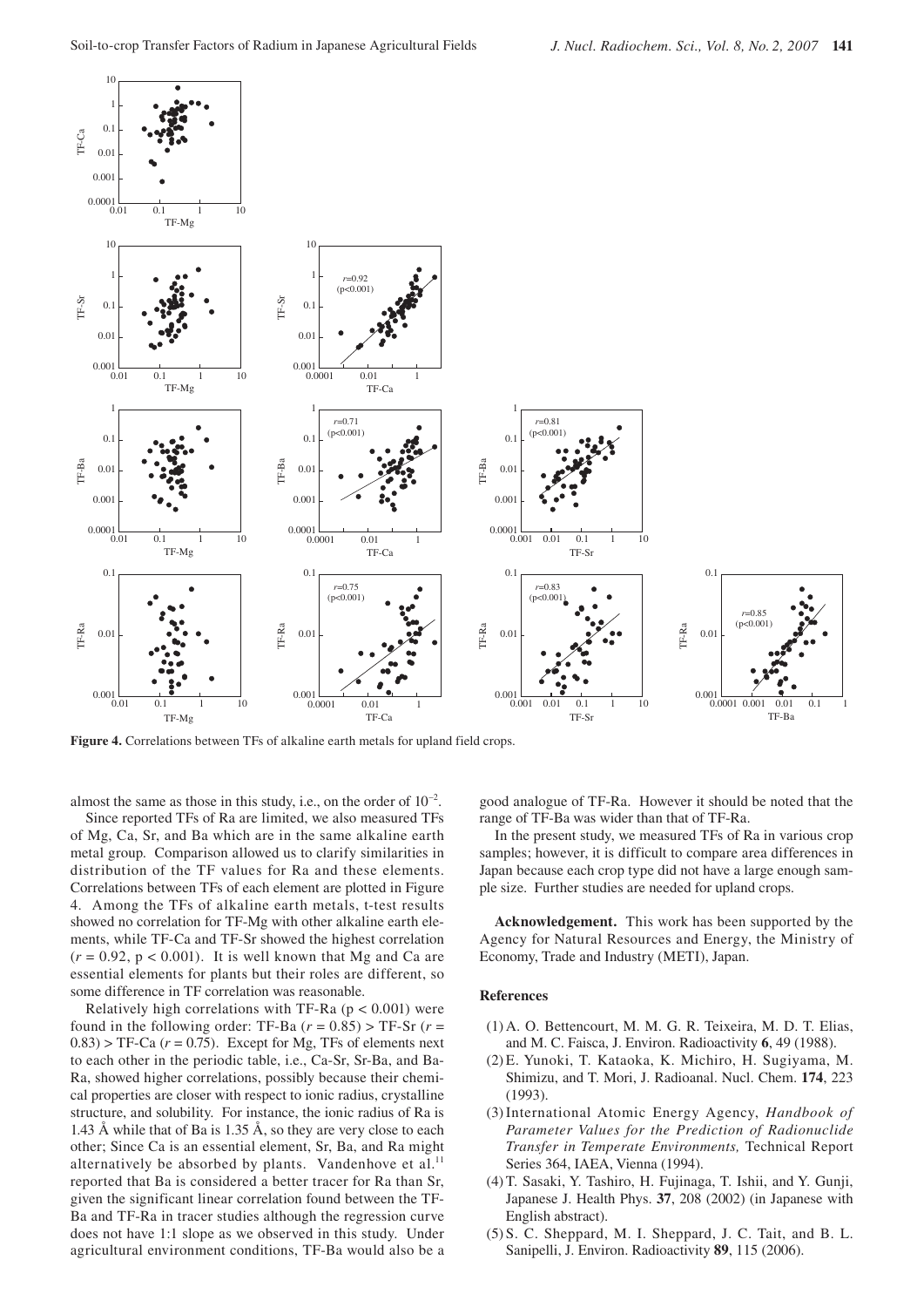**Figure 4.** Correlations between TFs of alkaline earth metals for upland field crops.

almost the same as those in this study, i.e., on the order of $10^{-2}$.

Since reported TFs of Ra are limited, we also measured TFs of Mg, Ca, Sr, and Ba which are in the same alkaline earth metal group. Comparison allowed us to clarify similarities in distribution of the TF values for Ra and these elements. Correlations between TFs of each element are plotted in Figure 4. Among the TFs of alkaline earth metals, t-test results showed no correlation for TF-Mg with other alkaline earth elements, while TF-Ca and TF-Sr showed the highest correlation ($r = 0.92$, $p < 0.001$). It is well known that Mg and Ca are essential elements for plants but their roles are different, so some difference in TF correlation was reasonable.

Relatively high correlations with TF-Ra ($p < 0.001$) were found in the following order: TF-Ba ($r = 0.85$) > TF-Sr ($r = 0.83$) > TF-Ca ($r = 0.75$). Except for Mg, TFs of elements next to each other in the periodic table, i.e., Ca-Sr, Sr-Ba, and Ba-Ra, showed higher correlations, possibly because their chemical properties are closer with respect to ionic radius, crystalline structure, and solubility. For instance, the ionic radius of Ra is 1.43 Å while that of Ba is 1.35 Å, so they are very close to each other; Since Ca is an essential element, Sr, Ba, and Ra might alternatively be absorbed by plants. Vandenhove et al.[11] reported that Ba is considered a better tracer for Ra than Sr, given the significant linear correlation found between the TF-Ba and TF-Ra in tracer studies although the regression curve does not have 1:1 slope as we observed in this study. Under agricultural environment conditions, TF-Ba would also be a good analogue of TF-Ra. However it should be noted that the range of TF-Ba was wider than that of TF-Ra.

In the present study, we measured TFs of Ra in various crop samples; however, it is difficult to compare area differences in Japan because each crop type did not have a large enough sample size. Further studies are needed for upland crops.

**Acknowledgement.** This work has been supported by the Agency for Natural Resources and Energy, the Ministry of Economy, Trade and Industry (METI), Japan.

## References

(1) A. O. Bettencourt, M. M. G. R. Teixeira, M. D. T. Elias, and M. C. Faisca, J. Environ. Radioactivity **6**, 49 (1988).

(2) E. Yunoki, T. Kataoka, K. Michiro, H. Sugiyama, M. Shimizu, and T. Mori, J. Radioanal. Nucl. Chem. **174**, 223 (1993).

(3) International Atomic Energy Agency, *Handbook of Parameter Values for the Prediction of Radionuclide Transfer in Temperate Environments,* Technical Report Series 364, IAEA, Vienna (1994).

(4) T. Sasaki, Y. Tashiro, H. Fujinaga, T. Ishii, and Y. Gunji, Japanese J. Health Phys. **37**, 208 (2002) (in Japanese with English abstract).

(5) S. C. Sheppard, M. I. Sheppard, J. C. Tait, and B. L. Sanipelli, J. Environ. Radioactivity **89**, 115 (2006).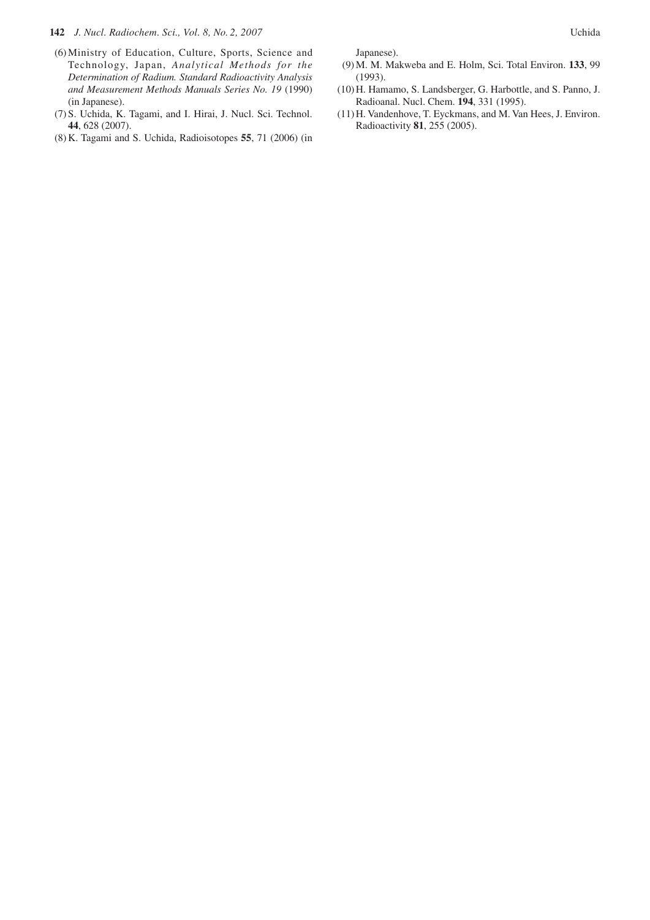(6) Ministry of Education, Culture, Sports, Science and Technology, Japan, *Analytical Methods for the Determination of Radium. Standard Radioactivity Analysis and Measurement Methods Manuals Series No. 19* (1990) (in Japanese).

(7) S. Uchida, K. Tagami, and I. Hirai, J. Nucl. Sci. Technol. **44**, 628 (2007).

(8) K. Tagami and S. Uchida, Radioisotopes **55**, 71 (2006) (in Japanese).

(9) M. M. Makweba and E. Holm, Sci. Total Environ. **133**, 99 (1993).

(10) H. Hamamo, S. Landsberger, G. Harbottle, and S. Panno, J. Radioanal. Nucl. Chem. **194**, 331 (1995).

(11) H. Vandenhove, T. Eyckmans, and M. Van Hees, J. Environ. Radioactivity **81**, 255 (2005).